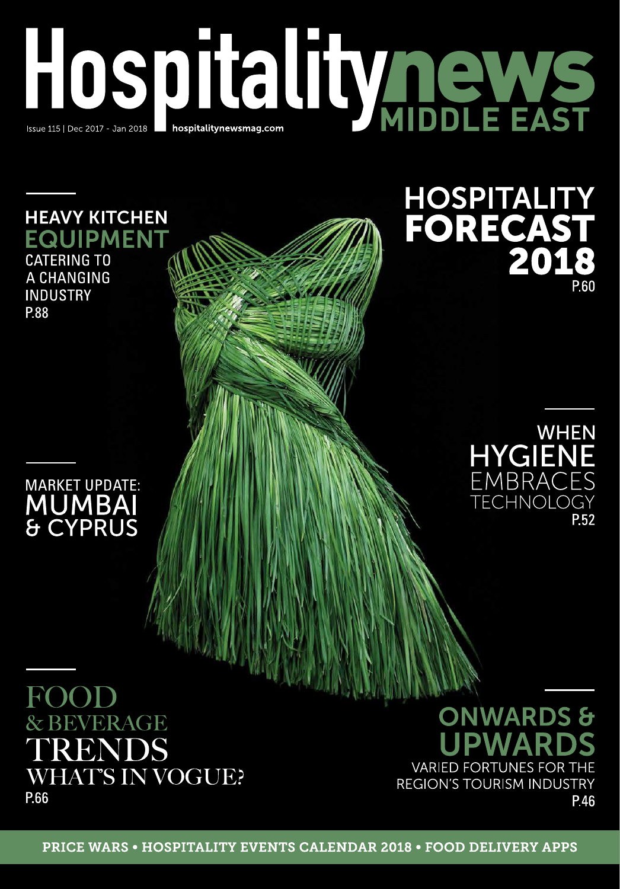# Hospitalitynews MIDDLE EAST

Issue 115 | Dec 2017 - Jan 2018 hospitalitynewsmag.com

## HEAVY KITCHEN EQUIPMENT

CATERING TO A CHANGING INDUSTRY

P.88

## HOSPITALITY FORECAST 2018

P.60

## WHEN HYGIENE EMBRACES TECHNOLOGY

P.52

## MARKET UPDATE: MUMBAI & CYPRUS

## FOOD & BEVERAGE TRENDS

WHAT'S IN VOGUE?

P.66

## ONWARDS & UPWARDS

VARIED FORTUNES FOR THE REGION'S TOURISM INDUSTRY

P.46

**PRICE WARS • HOSPITALITY EVENTS CALENDAR 2018 • FOOD DELIVERY APPS**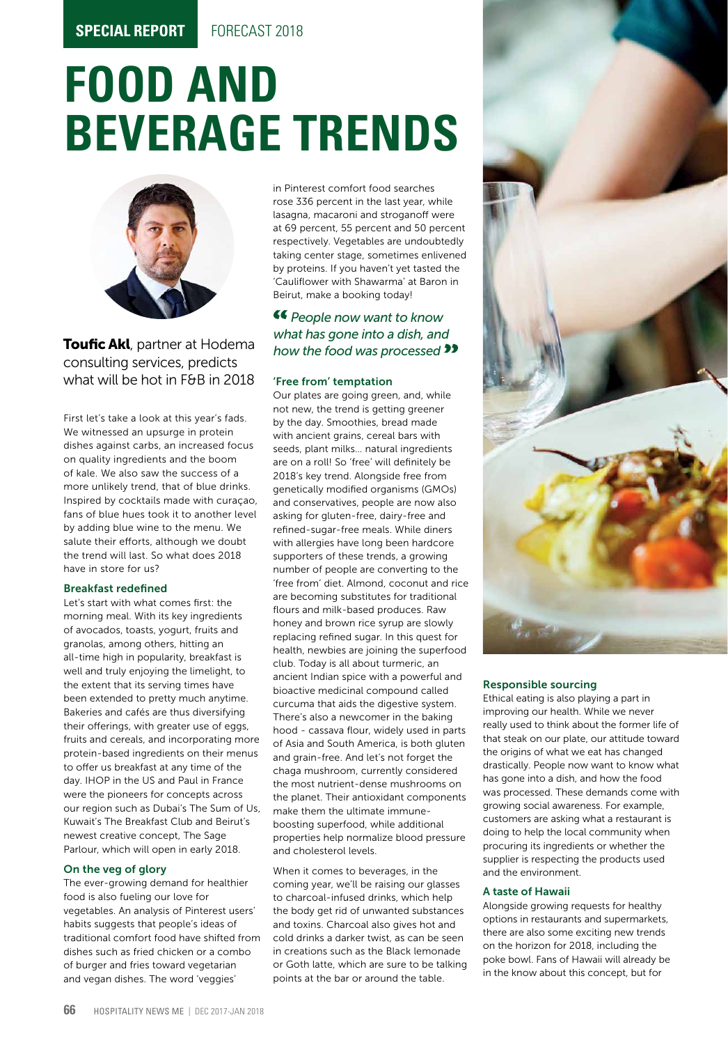SPECIAL REPORT FORECAST 2018

# FOOD AND BEVERAGE TRENDS

**Toufic Akl**, partner at Hodema consulting services, predicts what will be hot in F&B in 2018

First let's take a look at this year's fads. We witnessed an upsurge in protein dishes against carbs, an increased focus on quality ingredients and the boom of kale. We also saw the success of a more unlikely trend, that of blue drinks. Inspired by cocktails made with curaçao, fans of blue hues took it to another level by adding blue wine to the menu. We salute their efforts, although we doubt the trend will last. So what does 2018 have in store for us?

### Breakfast redefined

Let's start with what comes first: the morning meal. With its key ingredients of avocados, toasts, yogurt, fruits and granolas, among others, hitting an all-time high in popularity, breakfast is well and truly enjoying the limelight, to the extent that its serving times have been extended to pretty much anytime. Bakeries and cafés are thus diversifying their offerings, with greater use of eggs, fruits and cereals, and incorporating more protein-based ingredients on their menus to offer us breakfast at any time of the day. IHOP in the US and Paul in France were the pioneers for concepts across our region such as Dubai's The Sum of Us, Kuwait's The Breakfast Club and Beirut's newest creative concept, The Sage Parlour, which will open in early 2018.

### On the veg of glory

The ever-growing demand for healthier food is also fueling our love for vegetables. An analysis of Pinterest users' habits suggests that people's ideas of traditional comfort food have shifted from dishes such as fried chicken or a combo of burger and fries toward vegetarian and vegan dishes. The word 'veggies' in Pinterest comfort food searches rose 336 percent in the last year, while lasagna, macaroni and stroganoff were at 69 percent, 55 percent and 50 percent respectively. Vegetables are undoubtedly taking center stage, sometimes enlivened by proteins. If you haven't yet tasted the 'Cauliflower with Shawarma' at Baron in Beirut, make a booking today!

> *"People now want to know what has gone into a dish, and how the food was processed"*

### 'Free from' temptation

Our plates are going green, and, while not new, the trend is getting greener by the day. Smoothies, bread made with ancient grains, cereal bars with seeds, plant milks... natural ingredients are on a roll! So 'free' will definitely be 2018's key trend. Alongside free from genetically modified organisms (GMOs) and conservatives, people are now also asking for gluten-free, dairy-free and refined-sugar-free meals. While diners with allergies have long been hardcore supporters of these trends, a growing number of people are converting to the 'free from' diet. Almond, coconut and rice are becoming substitutes for traditional flours and milk-based produces. Raw honey and brown rice syrup are slowly replacing refined sugar. In this quest for health, newbies are joining the superfood club. Today is all about turmeric, an ancient Indian spice with a powerful and bioactive medicinal compound called curcuma that aids the digestive system. There's also a newcomer in the baking hood - cassava flour, widely used in parts of Asia and South America, is both gluten and grain-free. And let's not forget the chaga mushroom, currently considered the most nutrient-dense mushrooms on the planet. Their antioxidant components make them the ultimate immune-boosting superfood, while additional properties help normalize blood pressure and cholesterol levels.

When it comes to beverages, in the coming year, we'll be raising our glasses to charcoal-infused drinks, which help the body get rid of unwanted substances and toxins. Charcoal also gives hot and cold drinks a darker twist, as can be seen in creations such as the Black lemonade or Goth latte, which are sure to be talking points at the bar or around the table.

### Responsible sourcing

Ethical eating is also playing a part in improving our health. While we never really used to think about the former life of that steak on our plate, our attitude toward the origins of what we eat has changed drastically. People now want to know what has gone into a dish, and how the food was processed. These demands come with growing social awareness. For example, customers are asking what a restaurant is doing to help the local community when procuring its ingredients or whether the supplier is respecting the products used and the environment.

### A taste of Hawaii

Alongside growing requests for healthy options in restaurants and supermarkets, there are also some exciting new trends on the horizon for 2018, including the poke bowl. Fans of Hawaii will already be in the know about this concept, but for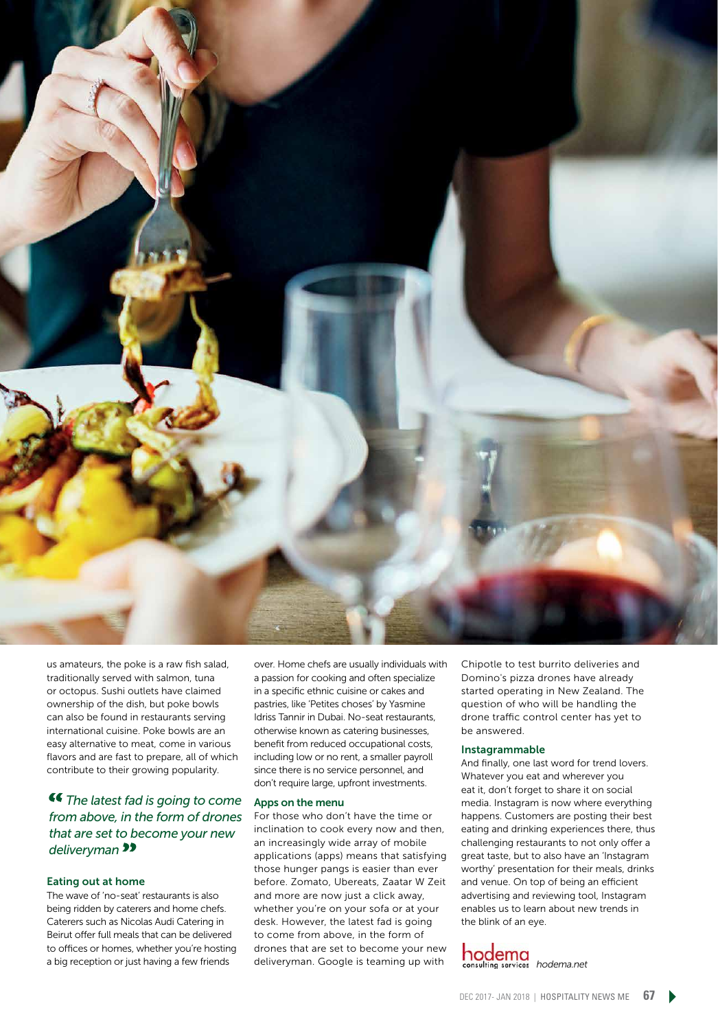us amateurs, the poke is a raw fish salad, traditionally served with salmon, tuna or octopus. Sushi outlets have claimed ownership of the dish, but poke bowls can also be found in restaurants serving international cuisine. Poke bowls are an easy alternative to meat, come in various flavors and are fast to prepare, all of which contribute to their growing popularity.

> *"The latest fad is going to come from above, in the form of drones that are set to become your new deliveryman"*

### Eating out at home

The wave of 'no-seat' restaurants is also being ridden by caterers and home chefs. Caterers such as Nicolas Audi Catering in Beirut offer full meals that can be delivered to offices or homes, whether you're hosting a big reception or just having a few friends over. Home chefs are usually individuals with a passion for cooking and often specialize in a specific ethnic cuisine or cakes and pastries, like 'Petites choses' by Yasmine Idriss Tannir in Dubai. No-seat restaurants, otherwise known as catering businesses, benefit from reduced occupational costs, including low or no rent, a smaller payroll since there is no service personnel, and don't require large, upfront investments.

### Apps on the menu

For those who don't have the time or inclination to cook every now and then, an increasingly wide array of mobile applications (apps) means that satisfying those hunger pangs is easier than ever before. Zomato, Ubereats, Zaatar W Zeit and more are now just a click away, whether you're on your sofa or at your desk. However, the latest fad is going to come from above, in the form of drones that are set to become your new deliveryman. Google is teaming up with Chipotle to test burrito deliveries and Domino's pizza drones have already started operating in New Zealand. The question of who will be handling the drone traffic control center has yet to be answered.

### Instagrammable

And finally, one last word for trend lovers. Whatever you eat and wherever you eat it, don't forget to share it on social media. Instagram is now where everything happens. Customers are posting their best eating and drinking experiences there, thus challenging restaurants to not only offer a great taste, but to also have an 'Instagram worthy' presentation for their meals, drinks and venue. On top of being an efficient advertising and reviewing tool, Instagram enables us to learn about new trends in the blink of an eye.

hodema consulting services *hodema.net*